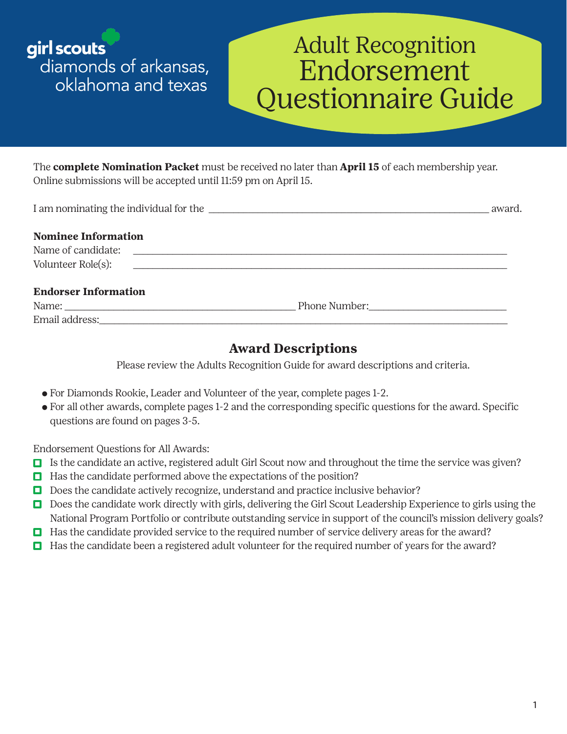girl scouts
diamonds of arkansas, oklahoma and texas

# Adult Recognition Endorsement Questionnaire Guide

The **complete Nomination Packet** must be received no later than **April 15** of each membership year. Online submissions will be accepted until 11:59 pm on April 15.

I am nominating the individual for the ______________________________________________ award.

**Nominee Information**

Name of candidate: ______________________________________________

Volunteer Role(s): ______________________________________________

**Endorser Information**

Name: ________________________________ Phone Number: ____________________

Email address: ______________________________________________

## Award Descriptions

Please review the Adults Recognition Guide for award descriptions and criteria.

- For Diamonds Rookie, Leader and Volunteer of the year, complete pages 1-2.
- For all other awards, complete pages 1-2 and the corresponding specific questions for the award. Specific questions are found on pages 3-5.

Endorsement Questions for All Awards:

- [ ] Is the candidate an active, registered adult Girl Scout now and throughout the time the service was given?
- [ ] Has the candidate performed above the expectations of the position?
- [ ] Does the candidate actively recognize, understand and practice inclusive behavior?
- [ ] Does the candidate work directly with girls, delivering the Girl Scout Leadership Experience to girls using the National Program Portfolio or contribute outstanding service in support of the council's mission delivery goals?
- [ ] Has the candidate provided service to the required number of service delivery areas for the award?
- [ ] Has the candidate been a registered adult volunteer for the required number of years for the award?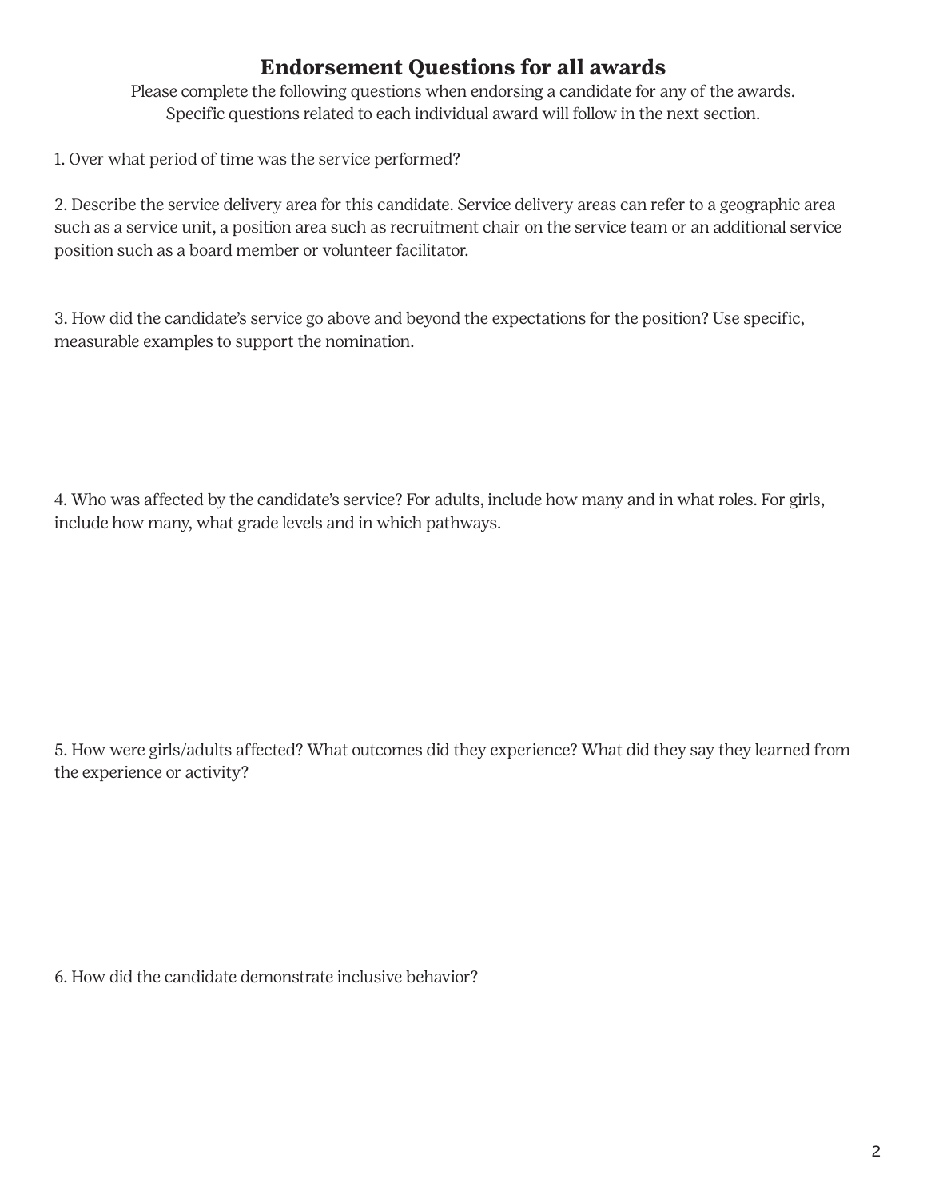## Endorsement Questions for all awards

Please complete the following questions when endorsing a candidate for any of the awards. Specific questions related to each individual award will follow in the next section.

1. Over what period of time was the service performed?

2. Describe the service delivery area for this candidate. Service delivery areas can refer to a geographic area such as a service unit, a position area such as recruitment chair on the service team or an additional service position such as a board member or volunteer facilitator.

3. How did the candidate's service go above and beyond the expectations for the position? Use specific, measurable examples to support the nomination.

4. Who was affected by the candidate's service? For adults, include how many and in what roles. For girls, include how many, what grade levels and in which pathways.

5. How were girls/adults affected? What outcomes did they experience? What did they say they learned from the experience or activity?

6. How did the candidate demonstrate inclusive behavior?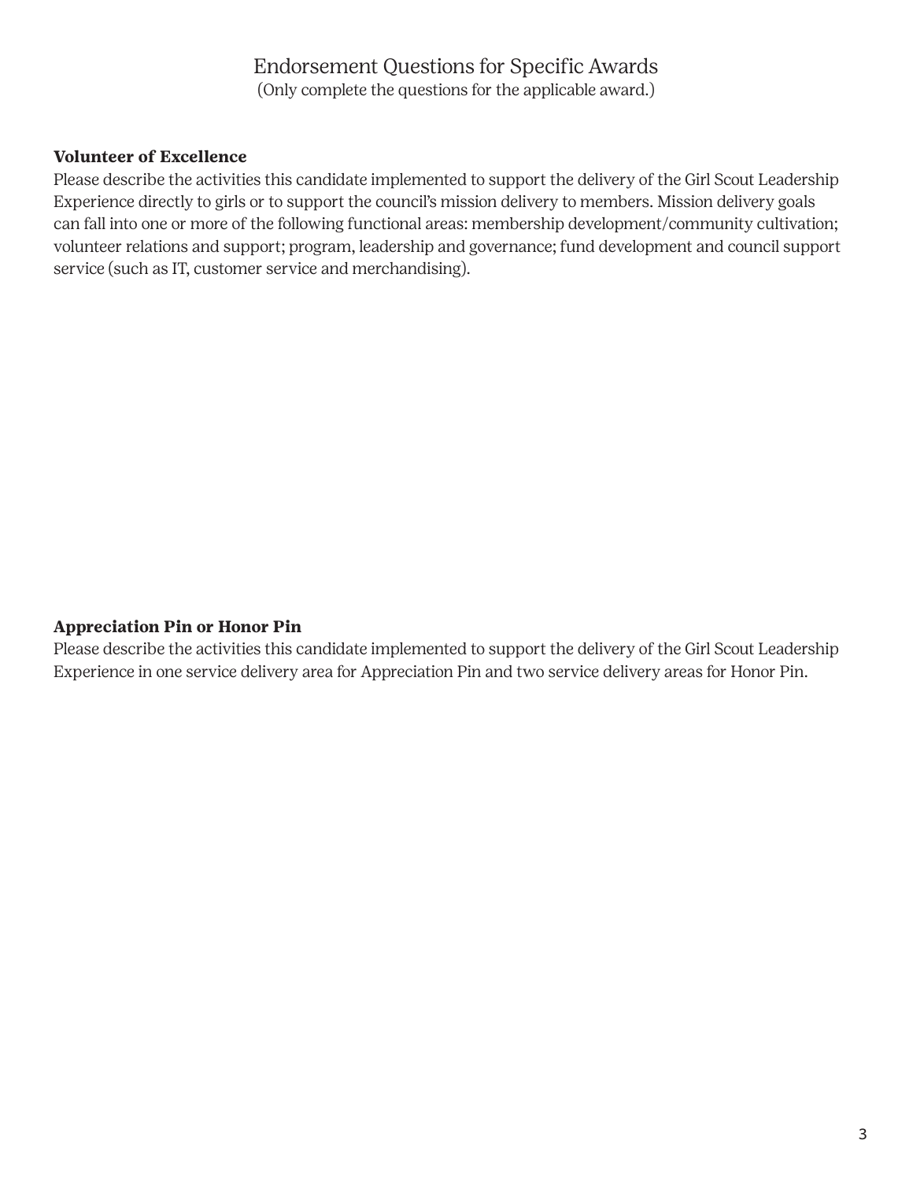## Endorsement Questions for Specific Awards

(Only complete the questions for the applicable award.)

**Volunteer of Excellence**

Please describe the activities this candidate implemented to support the delivery of the Girl Scout Leadership Experience directly to girls or to support the council's mission delivery to members. Mission delivery goals can fall into one or more of the following functional areas: membership development/community cultivation; volunteer relations and support; program, leadership and governance; fund development and council support service (such as IT, customer service and merchandising).

**Appreciation Pin or Honor Pin**

Please describe the activities this candidate implemented to support the delivery of the Girl Scout Leadership Experience in one service delivery area for Appreciation Pin and two service delivery areas for Honor Pin.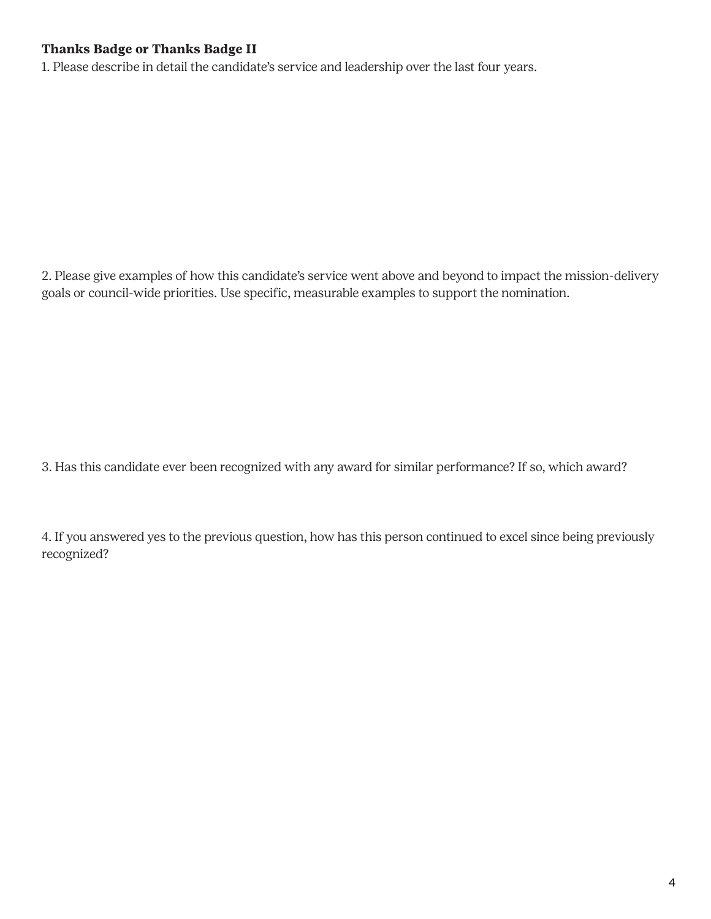**Thanks Badge or Thanks Badge II**

1. Please describe in detail the candidate's service and leadership over the last four years.

2. Please give examples of how this candidate's service went above and beyond to impact the mission-delivery goals or council-wide priorities. Use specific, measurable examples to support the nomination.

3. Has this candidate ever been recognized with any award for similar performance? If so, which award?

4. If you answered yes to the previous question, how has this person continued to excel since being previously recognized?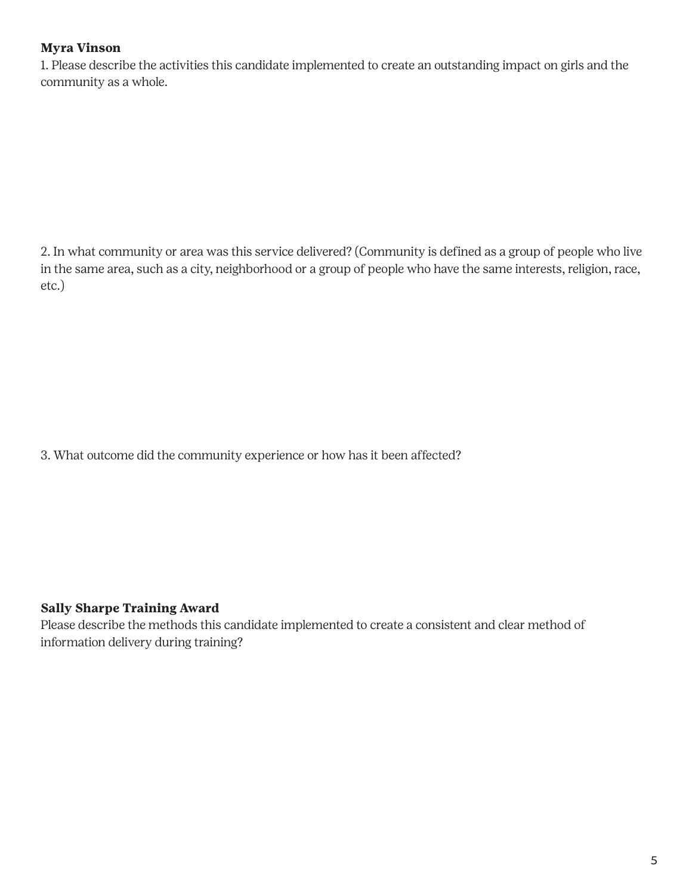**Myra Vinson**

1. Please describe the activities this candidate implemented to create an outstanding impact on girls and the community as a whole.

2. In what community or area was this service delivered? (Community is defined as a group of people who live in the same area, such as a city, neighborhood or a group of people who have the same interests, religion, race, etc.)

3. What outcome did the community experience or how has it been affected?

**Sally Sharpe Training Award**

Please describe the methods this candidate implemented to create a consistent and clear method of information delivery during training?